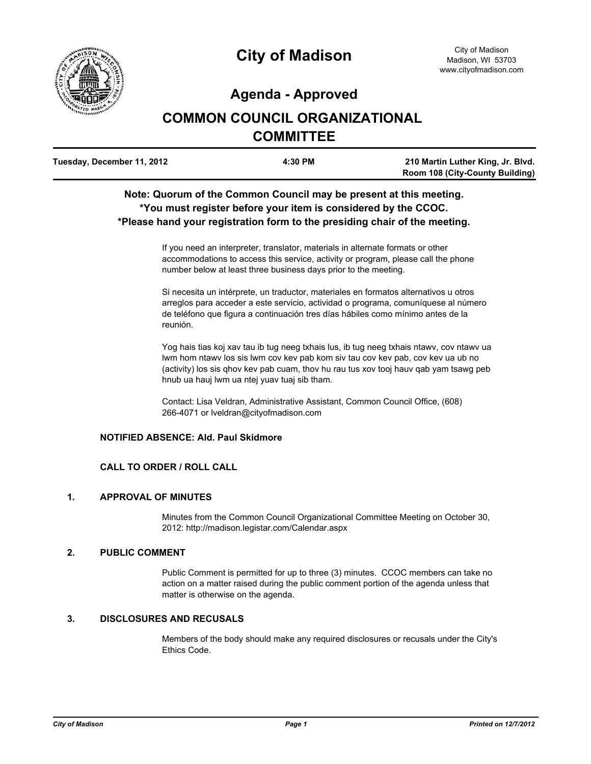# City of Madison

City of Madison
Madison, WI 53703
www.cityofmadison.com

## Agenda - Approved

## COMMON COUNCIL ORGANIZATIONAL COMMITTEE

| Tuesday, December 11, 2012 | 4:30 PM | 210 Martin Luther King, Jr. Blvd. Room 108 (City-County Building) |
|---|---|---|

**Note: Quorum of the Common Council may be present at this meeting.**
***You must register before your item is considered by the CCOC.**
***Please hand your registration form to the presiding chair of the meeting.**

If you need an interpreter, translator, materials in alternate formats or other accommodations to access this service, activity or program, please call the phone number below at least three business days prior to the meeting.

Si necesita un intérprete, un traductor, materiales en formatos alternativos u otros arreglos para acceder a este servicio, actividad o programa, comuníquese al número de teléfono que figura a continuación tres días hábiles como mínimo antes de la reunión.

Yog hais tias koj xav tau ib tug neeg txhais lus, ib tug neeg txhais ntawv, cov ntawv ua lwm hom ntawv los sis lwm cov kev pab kom siv tau cov kev pab, cov kev ua ub no (activity) los sis qhov kev pab cuam, thov hu rau tus xov tooj hauv qab yam tsawg peb hnub ua hauj lwm ua ntej yuav tuaj sib tham.

Contact: Lisa Veldran, Administrative Assistant, Common Council Office, (608) 266-4071 or lveldran@cityofmadison.com

**NOTIFIED ABSENCE: Ald. Paul Skidmore**

**CALL TO ORDER / ROLL CALL**

### 1. APPROVAL OF MINUTES

Minutes from the Common Council Organizational Committee Meeting on October 30, 2012: http://madison.legistar.com/Calendar.aspx

### 2. PUBLIC COMMENT

Public Comment is permitted for up to three (3) minutes. CCOC members can take no action on a matter raised during the public comment portion of the agenda unless that matter is otherwise on the agenda.

### 3. DISCLOSURES AND RECUSALS

Members of the body should make any required disclosures or recusals under the City's Ethics Code.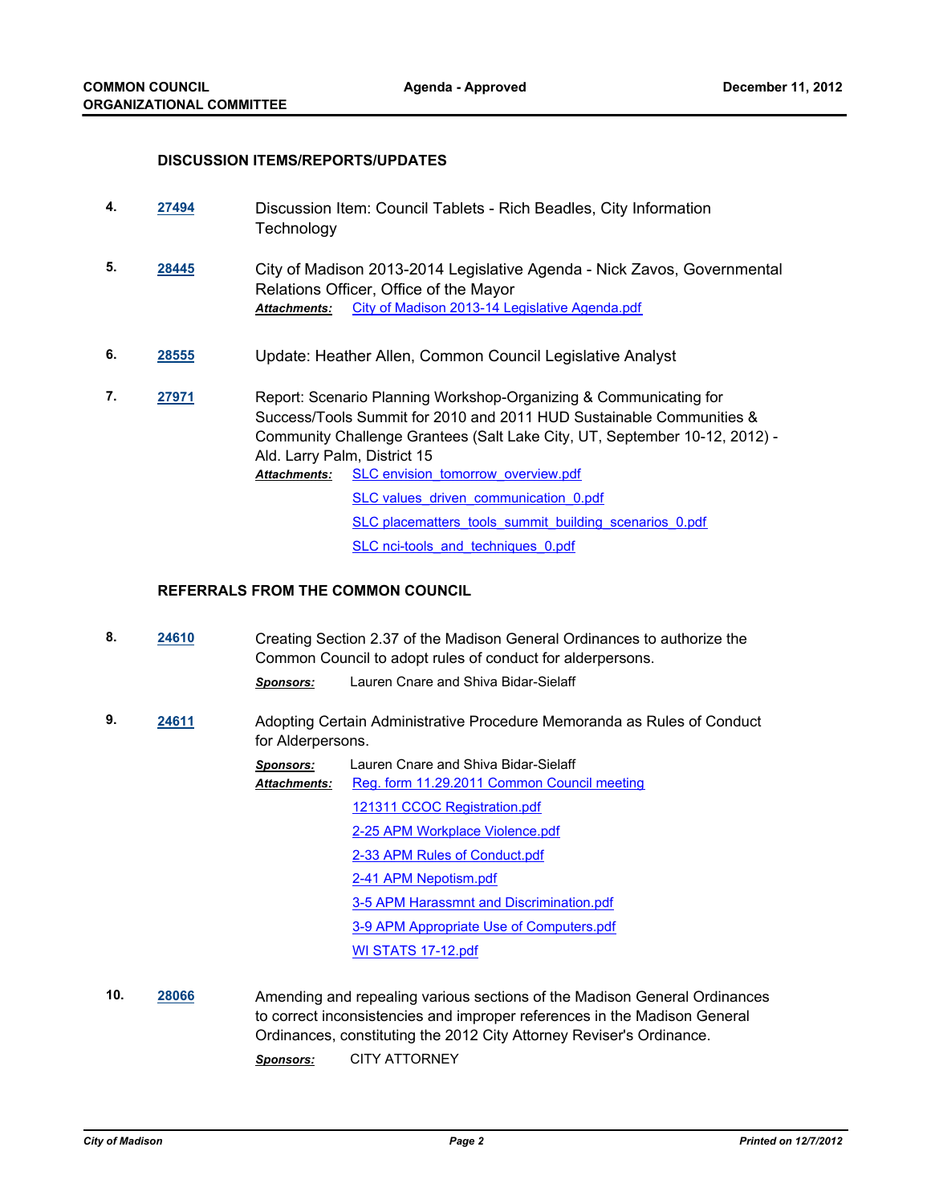### DISCUSSION ITEMS/REPORTS/UPDATES

4. **27494** Discussion Item: Council Tablets - Rich Beadles, City Information Technology

5. **28445** City of Madison 2013-2014 Legislative Agenda - Nick Zavos, Governmental Relations Officer, Office of the Mayor

   ***Attachments:*** City of Madison 2013-14 Legislative Agenda.pdf

6. **28555** Update: Heather Allen, Common Council Legislative Analyst

7. **27971** Report: Scenario Planning Workshop-Organizing & Communicating for Success/Tools Summit for 2010 and 2011 HUD Sustainable Communities & Community Challenge Grantees (Salt Lake City, UT, September 10-12, 2012) - Ald. Larry Palm, District 15

   ***Attachments:*** SLC envision_tomorrow_overview.pdf
   SLC values_driven_communication_0.pdf
   SLC placematters_tools_summit_building_scenarios_0.pdf
   SLC nci-tools_and_techniques_0.pdf

### REFERRALS FROM THE COMMON COUNCIL

8. **24610** Creating Section 2.37 of the Madison General Ordinances to authorize the Common Council to adopt rules of conduct for alderpersons.

   ***Sponsors:*** Lauren Cnare and Shiva Bidar-Sielaff

9. **24611** Adopting Certain Administrative Procedure Memoranda as Rules of Conduct for Alderpersons.

   ***Sponsors:*** Lauren Cnare and Shiva Bidar-Sielaff

   ***Attachments:*** Reg. form 11.29.2011 Common Council meeting
   121311 CCOC Registration.pdf
   2-25 APM Workplace Violence.pdf
   2-33 APM Rules of Conduct.pdf
   2-41 APM Nepotism.pdf
   3-5 APM Harassmnt and Discrimination.pdf
   3-9 APM Appropriate Use of Computers.pdf
   WI STATS 17-12.pdf

10. **28066** Amending and repealing various sections of the Madison General Ordinances to correct inconsistencies and improper references in the Madison General Ordinances, constituting the 2012 City Attorney Reviser's Ordinance.

    ***Sponsors:*** CITY ATTORNEY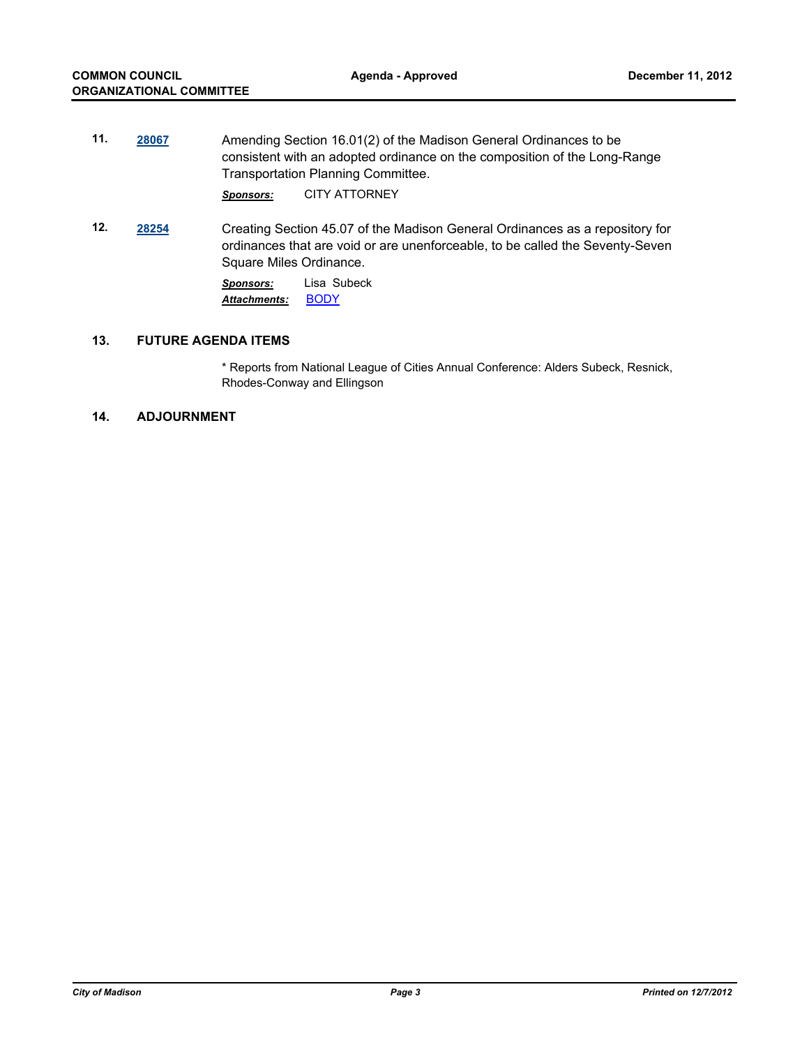11. **28067** Amending Section 16.01(2) of the Madison General Ordinances to be consistent with an adopted ordinance on the composition of the Long-Range Transportation Planning Committee.

    ***Sponsors:*** CITY ATTORNEY

12. **28254** Creating Section 45.07 of the Madison General Ordinances as a repository for ordinances that are void or are unenforceable, to be called the Seventy-Seven Square Miles Ordinance.

    ***Sponsors:*** Lisa Subeck
    ***Attachments:*** BODY

### 13. FUTURE AGENDA ITEMS

* Reports from National League of Cities Annual Conference: Alders Subeck, Resnick, Rhodes-Conway and Ellingson

### 14. ADJOURNMENT